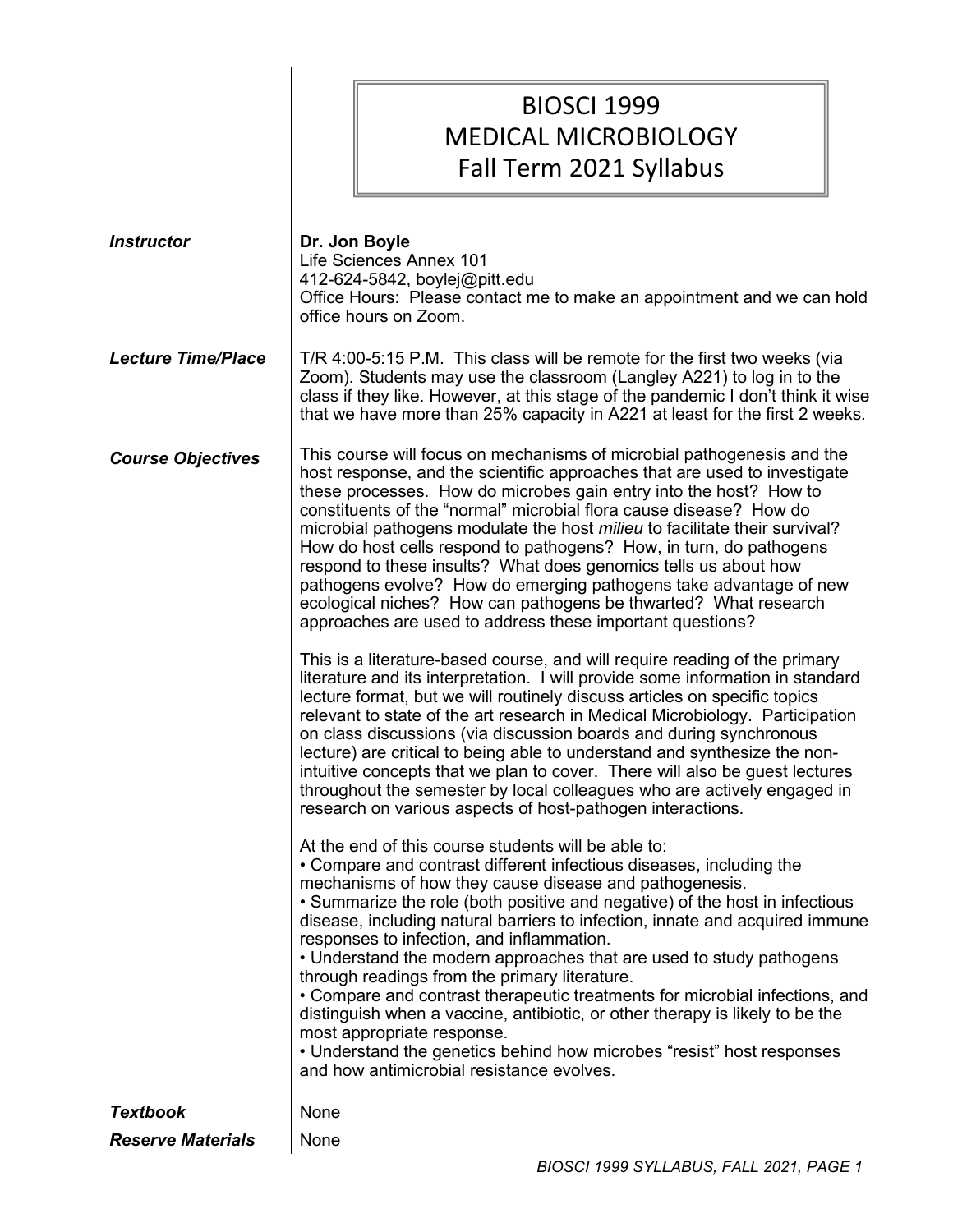# BIOSCI 1999
# MEDICAL MICROBIOLOGY
# Fall Term 2021 Syllabus

***Instructor***

**Dr. Jon Boyle**
Life Sciences Annex 101
412-624-5842, boylej@pitt.edu
Office Hours: Please contact me to make an appointment and we can hold office hours on Zoom.

***Lecture Time/Place***

T/R 4:00-5:15 P.M. This class will be remote for the first two weeks (via Zoom). Students may use the classroom (Langley A221) to log in to the class if they like. However, at this stage of the pandemic I don't think it wise that we have more than 25% capacity in A221 at least for the first 2 weeks.

***Course Objectives***

This course will focus on mechanisms of microbial pathogenesis and the host response, and the scientific approaches that are used to investigate these processes. How do microbes gain entry into the host? How to constituents of the "normal" microbial flora cause disease? How do microbial pathogens modulate the host *milieu* to facilitate their survival? How do host cells respond to pathogens? How, in turn, do pathogens respond to these insults? What does genomics tells us about how pathogens evolve? How do emerging pathogens take advantage of new ecological niches? How can pathogens be thwarted? What research approaches are used to address these important questions?

This is a literature-based course, and will require reading of the primary literature and its interpretation. I will provide some information in standard lecture format, but we will routinely discuss articles on specific topics relevant to state of the art research in Medical Microbiology. Participation on class discussions (via discussion boards and during synchronous lecture) are critical to being able to understand and synthesize the non-intuitive concepts that we plan to cover. There will also be guest lectures throughout the semester by local colleagues who are actively engaged in research on various aspects of host-pathogen interactions.

At the end of this course students will be able to:

- Compare and contrast different infectious diseases, including the mechanisms of how they cause disease and pathogenesis.
- Summarize the role (both positive and negative) of the host in infectious disease, including natural barriers to infection, innate and acquired immune responses to infection, and inflammation.
- Understand the modern approaches that are used to study pathogens through readings from the primary literature.
- Compare and contrast therapeutic treatments for microbial infections, and distinguish when a vaccine, antibiotic, or other therapy is likely to be the most appropriate response.
- Understand the genetics behind how microbes "resist" host responses and how antimicrobial resistance evolves.

***Textbook***

None

***Reserve Materials***

None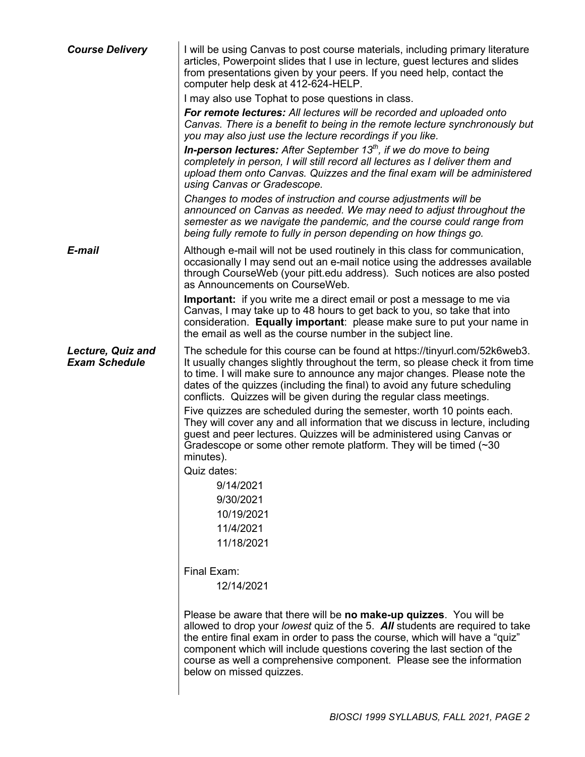### *Course Delivery*

I will be using Canvas to post course materials, including primary literature articles, Powerpoint slides that I use in lecture, guest lectures and slides from presentations given by your peers. If you need help, contact the computer help desk at 412-624-HELP.

I may also use Tophat to pose questions in class.

***For remote lectures:*** *All lectures will be recorded and uploaded onto Canvas. There is a benefit to being in the remote lecture synchronously but you may also just use the lecture recordings if you like.*

***In-person lectures:*** *After September 13th, if we do move to being completely in person, I will still record all lectures as I deliver them and upload them onto Canvas. Quizzes and the final exam will be administered using Canvas or Gradescope.*

*Changes to modes of instruction and course adjustments will be announced on Canvas as needed. We may need to adjust throughout the semester as we navigate the pandemic, and the course could range from being fully remote to fully in person depending on how things go.*

### *E-mail*

Although e-mail will not be used routinely in this class for communication, occasionally I may send out an e-mail notice using the addresses available through CourseWeb (your pitt.edu address). Such notices are also posted as Announcements on CourseWeb.

**Important:** if you write me a direct email or post a message to me via Canvas, I may take up to 48 hours to get back to you, so take that into consideration. **Equally important**: please make sure to put your name in the email as well as the course number in the subject line.

### *Lecture, Quiz and Exam Schedule*

The schedule for this course can be found at https://tinyurl.com/52k6web3. It usually changes slightly throughout the term, so please check it from time to time. I will make sure to announce any major changes. Please note the dates of the quizzes (including the final) to avoid any future scheduling conflicts. Quizzes will be given during the regular class meetings.

Five quizzes are scheduled during the semester, worth 10 points each. They will cover any and all information that we discuss in lecture, including guest and peer lectures. Quizzes will be administered using Canvas or Gradescope or some other remote platform. They will be timed (~30 minutes).

Quiz dates:

- 9/14/2021
- 9/30/2021
- 10/19/2021
- 11/4/2021
- 11/18/2021

Final Exam:

- 12/14/2021

Please be aware that there will be **no make-up quizzes**. You will be allowed to drop your *lowest* quiz of the 5. ***All*** students are required to take the entire final exam in order to pass the course, which will have a "quiz" component which will include questions covering the last section of the course as well a comprehensive component. Please see the information below on missed quizzes.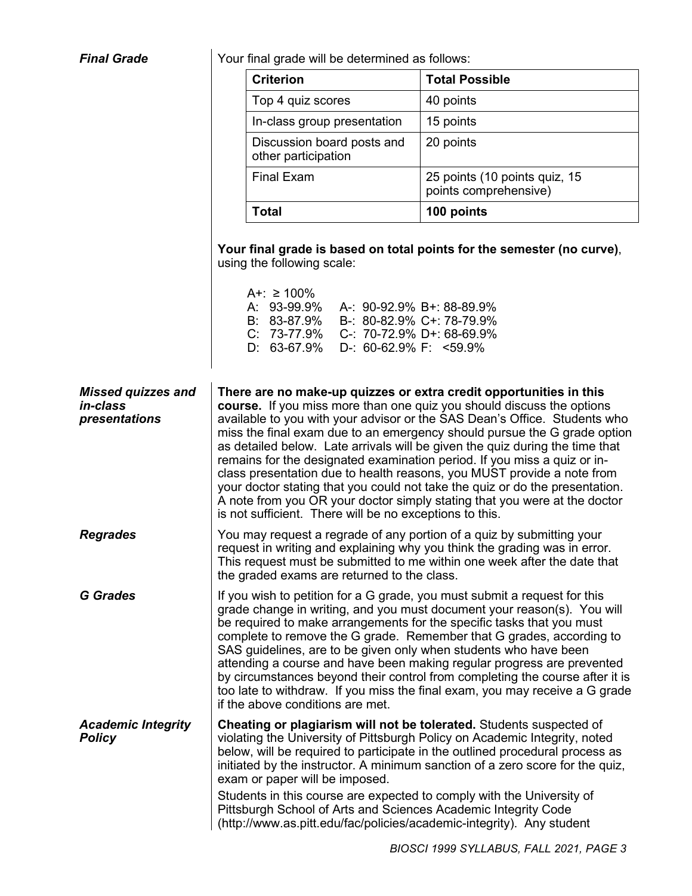### *Final Grade*

Your final grade will be determined as follows:

| Criterion | Total Possible |
| --- | --- |
| Top 4 quiz scores | 40 points |
| In-class group presentation | 15 points |
| Discussion board posts and other participation | 20 points |
| Final Exam | 25 points (10 points quiz, 15 points comprehensive) |
| **Total** | **100 points** |

**Your final grade is based on total points for the semester (no curve)**, using the following scale:

A+: ≥ 100%
A: 93-99.9% A-: 90-92.9% B+: 88-89.9%
B: 83-87.9% B-: 80-82.9% C+: 78-79.9%
C: 73-77.9% C-: 70-72.9% D+: 68-69.9%
D: 63-67.9% D-: 60-62.9% F: <59.9%

### *Missed quizzes and in-class presentations*

**There are no make-up quizzes or extra credit opportunities in this course.** If you miss more than one quiz you should discuss the options available to you with your advisor or the SAS Dean's Office. Students who miss the final exam due to an emergency should pursue the G grade option as detailed below. Late arrivals will be given the quiz during the time that remains for the designated examination period. If you miss a quiz or in-class presentation due to health reasons, you MUST provide a note from your doctor stating that you could not take the quiz or do the presentation. A note from you OR your doctor simply stating that you were at the doctor is not sufficient. There will be no exceptions to this.

### *Regrades*

You may request a regrade of any portion of a quiz by submitting your request in writing and explaining why you think the grading was in error. This request must be submitted to me within one week after the date that the graded exams are returned to the class.

### *G Grades*

If you wish to petition for a G grade, you must submit a request for this grade change in writing, and you must document your reason(s). You will be required to make arrangements for the specific tasks that you must complete to remove the G grade. Remember that G grades, according to SAS guidelines, are to be given only when students who have been attending a course and have been making regular progress are prevented by circumstances beyond their control from completing the course after it is too late to withdraw. If you miss the final exam, you may receive a G grade if the above conditions are met.

### *Academic Integrity Policy*

**Cheating or plagiarism will not be tolerated.** Students suspected of violating the University of Pittsburgh Policy on Academic Integrity, noted below, will be required to participate in the outlined procedural process as initiated by the instructor. A minimum sanction of a zero score for the quiz, exam or paper will be imposed.

Students in this course are expected to comply with the University of Pittsburgh School of Arts and Sciences Academic Integrity Code (http://www.as.pitt.edu/fac/policies/academic-integrity). Any student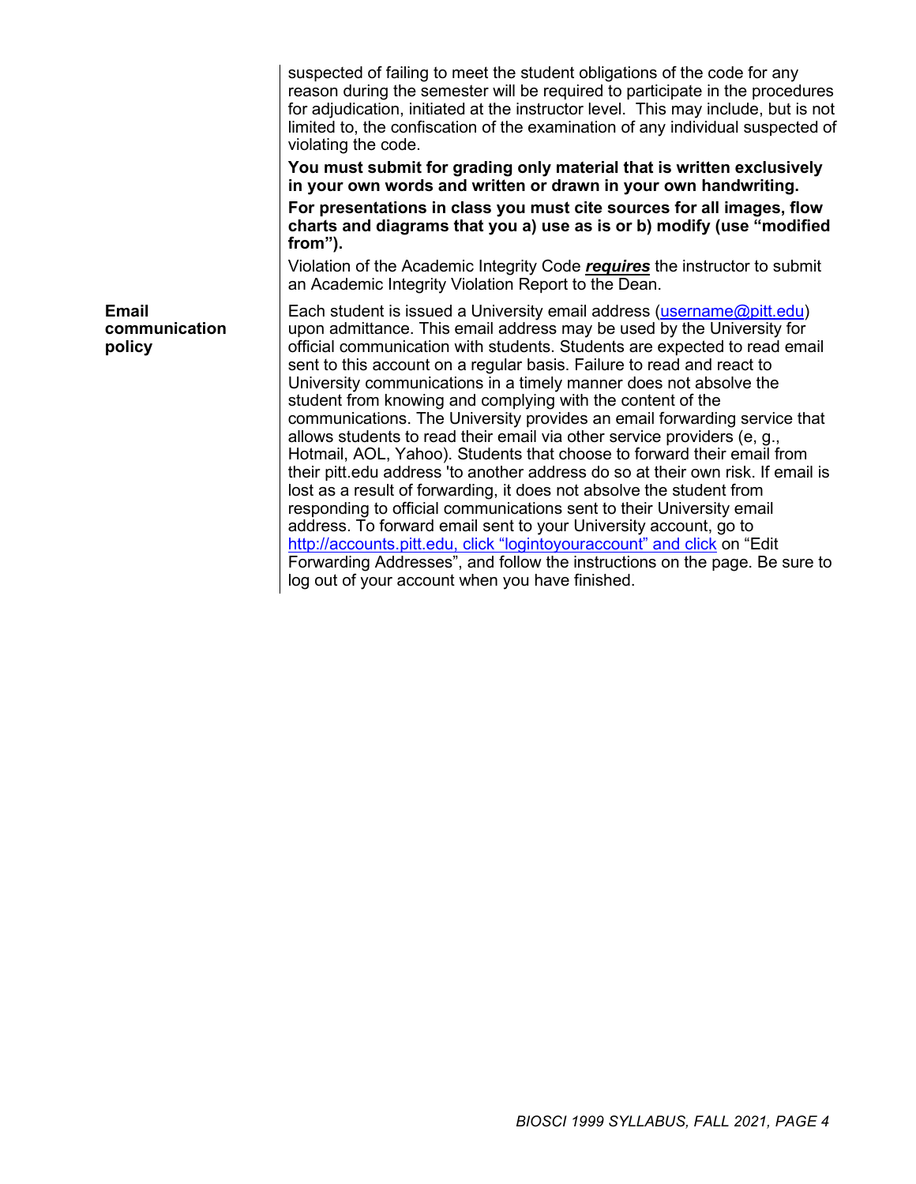suspected of failing to meet the student obligations of the code for any reason during the semester will be required to participate in the procedures for adjudication, initiated at the instructor level. This may include, but is not limited to, the confiscation of the examination of any individual suspected of violating the code.

**You must submit for grading only material that is written exclusively in your own words and written or drawn in your own handwriting.**

**For presentations in class you must cite sources for all images, flow charts and diagrams that you a) use as is or b) modify (use "modified from").**

Violation of the Academic Integrity Code ***requires*** the instructor to submit an Academic Integrity Violation Report to the Dean.

**Email communication policy**

Each student is issued a University email address (username@pitt.edu) upon admittance. This email address may be used by the University for official communication with students. Students are expected to read email sent to this account on a regular basis. Failure to read and react to University communications in a timely manner does not absolve the student from knowing and complying with the content of the communications. The University provides an email forwarding service that allows students to read their email via other service providers (e, g., Hotmail, AOL, Yahoo). Students that choose to forward their email from their pitt.edu address 'to another address do so at their own risk. If email is lost as a result of forwarding, it does not absolve the student from responding to official communications sent to their University email address. To forward email sent to your University account, go to http://accounts.pitt.edu, click "logintoyouraccount" and click on "Edit Forwarding Addresses", and follow the instructions on the page. Be sure to log out of your account when you have finished.